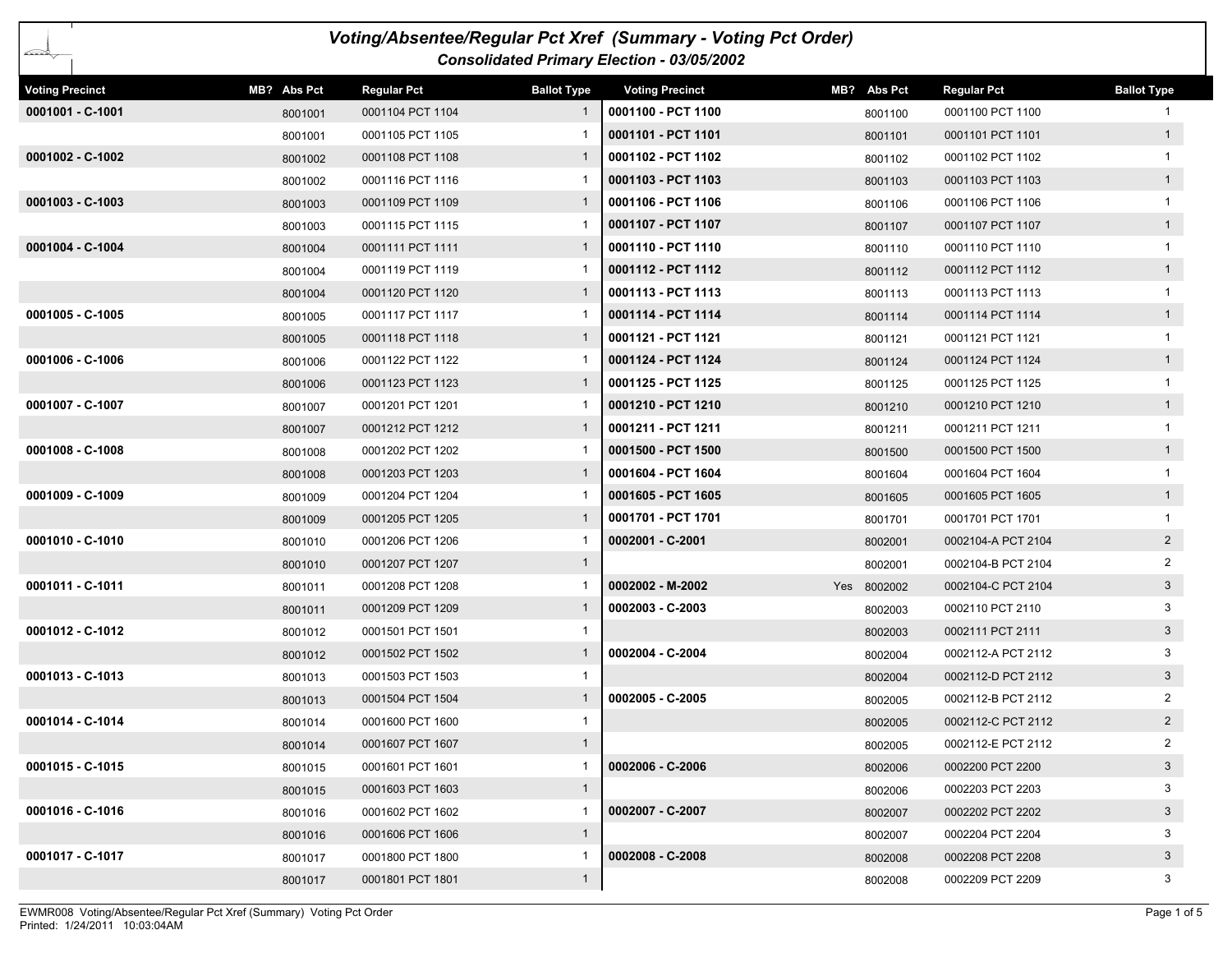# Voting/Absentee/Regular Pct Xref (Summary - Voting Pct Order)

## Consolidated Primary Election - 03/05/2002

| Voting Precinct | MB? | Abs Pct | Regular Pct | Ballot Type |
|---|---|---|---|---|
| 0001001 - C-1001 | | 8001001 | 0001104 PCT 1104 | 1 |
| | | 8001001 | 0001105 PCT 1105 | 1 |
| 0001002 - C-1002 | | 8001002 | 0001108 PCT 1108 | 1 |
| | | 8001002 | 0001116 PCT 1116 | 1 |
| 0001003 - C-1003 | | 8001003 | 0001109 PCT 1109 | 1 |
| | | 8001003 | 0001115 PCT 1115 | 1 |
| 0001004 - C-1004 | | 8001004 | 0001111 PCT 1111 | 1 |
| | | 8001004 | 0001119 PCT 1119 | 1 |
| | | 8001004 | 0001120 PCT 1120 | 1 |
| 0001005 - C-1005 | | 8001005 | 0001117 PCT 1117 | 1 |
| | | 8001005 | 0001118 PCT 1118 | 1 |
| 0001006 - C-1006 | | 8001006 | 0001122 PCT 1122 | 1 |
| | | 8001006 | 0001123 PCT 1123 | 1 |
| 0001007 - C-1007 | | 8001007 | 0001201 PCT 1201 | 1 |
| | | 8001007 | 0001212 PCT 1212 | 1 |
| 0001008 - C-1008 | | 8001008 | 0001202 PCT 1202 | 1 |
| | | 8001008 | 0001203 PCT 1203 | 1 |
| 0001009 - C-1009 | | 8001009 | 0001204 PCT 1204 | 1 |
| | | 8001009 | 0001205 PCT 1205 | 1 |
| 0001010 - C-1010 | | 8001010 | 0001206 PCT 1206 | 1 |
| | | 8001010 | 0001207 PCT 1207 | 1 |
| 0001011 - C-1011 | | 8001011 | 0001208 PCT 1208 | 1 |
| | | 8001011 | 0001209 PCT 1209 | 1 |
| 0001012 - C-1012 | | 8001012 | 0001501 PCT 1501 | 1 |
| | | 8001012 | 0001502 PCT 1502 | 1 |
| 0001013 - C-1013 | | 8001013 | 0001503 PCT 1503 | 1 |
| | | 8001013 | 0001504 PCT 1504 | 1 |
| 0001014 - C-1014 | | 8001014 | 0001600 PCT 1600 | 1 |
| | | 8001014 | 0001607 PCT 1607 | 1 |
| 0001015 - C-1015 | | 8001015 | 0001601 PCT 1601 | 1 |
| | | 8001015 | 0001603 PCT 1603 | 1 |
| 0001016 - C-1016 | | 8001016 | 0001602 PCT 1602 | 1 |
| | | 8001016 | 0001606 PCT 1606 | 1 |
| 0001017 - C-1017 | | 8001017 | 0001800 PCT 1800 | 1 |
| | | 8001017 | 0001801 PCT 1801 | 1 |
| 0001100 - PCT 1100 | | 8001100 | 0001100 PCT 1100 | 1 |
| 0001101 - PCT 1101 | | 8001101 | 0001101 PCT 1101 | 1 |
| 0001102 - PCT 1102 | | 8001102 | 0001102 PCT 1102 | 1 |
| 0001103 - PCT 1103 | | 8001103 | 0001103 PCT 1103 | 1 |
| 0001106 - PCT 1106 | | 8001106 | 0001106 PCT 1106 | 1 |
| 0001107 - PCT 1107 | | 8001107 | 0001107 PCT 1107 | 1 |
| 0001110 - PCT 1110 | | 8001110 | 0001110 PCT 1110 | 1 |
| 0001112 - PCT 1112 | | 8001112 | 0001112 PCT 1112 | 1 |
| 0001113 - PCT 1113 | | 8001113 | 0001113 PCT 1113 | 1 |
| 0001114 - PCT 1114 | | 8001114 | 0001114 PCT 1114 | 1 |
| 0001121 - PCT 1121 | | 8001121 | 0001121 PCT 1121 | 1 |
| 0001124 - PCT 1124 | | 8001124 | 0001124 PCT 1124 | 1 |
| 0001125 - PCT 1125 | | 8001125 | 0001125 PCT 1125 | 1 |
| 0001210 - PCT 1210 | | 8001210 | 0001210 PCT 1210 | 1 |
| 0001211 - PCT 1211 | | 8001211 | 0001211 PCT 1211 | 1 |
| 0001500 - PCT 1500 | | 8001500 | 0001500 PCT 1500 | 1 |
| 0001604 - PCT 1604 | | 8001604 | 0001604 PCT 1604 | 1 |
| 0001605 - PCT 1605 | | 8001605 | 0001605 PCT 1605 | 1 |
| 0001701 - PCT 1701 | | 8001701 | 0001701 PCT 1701 | 1 |
| 0002001 - C-2001 | | 8002001 | 0002104-A PCT 2104 | 2 |
| | | 8002001 | 0002104-B PCT 2104 | 2 |
| 0002002 - M-2002 | Yes | 8002002 | 0002104-C PCT 2104 | 3 |
| 0002003 - C-2003 | | 8002003 | 0002110 PCT 2110 | 3 |
| | | 8002003 | 0002111 PCT 2111 | 3 |
| 0002004 - C-2004 | | 8002004 | 0002112-A PCT 2112 | 3 |
| | | 8002004 | 0002112-D PCT 2112 | 3 |
| 0002005 - C-2005 | | 8002005 | 0002112-B PCT 2112 | 2 |
| | | 8002005 | 0002112-C PCT 2112 | 2 |
| | | 8002005 | 0002112-E PCT 2112 | 2 |
| 0002006 - C-2006 | | 8002006 | 0002200 PCT 2200 | 3 |
| | | 8002006 | 0002203 PCT 2203 | 3 |
| 0002007 - C-2007 | | 8002007 | 0002202 PCT 2202 | 3 |
| | | 8002007 | 0002204 PCT 2204 | 3 |
| 0002008 - C-2008 | | 8002008 | 0002208 PCT 2208 | 3 |
| | | 8002008 | 0002209 PCT 2209 | 3 |

EWMR008 Voting/Absentee/Regular Pct Xref (Summary) Voting Pct Order
Printed: 1/24/2011 10:03:04AM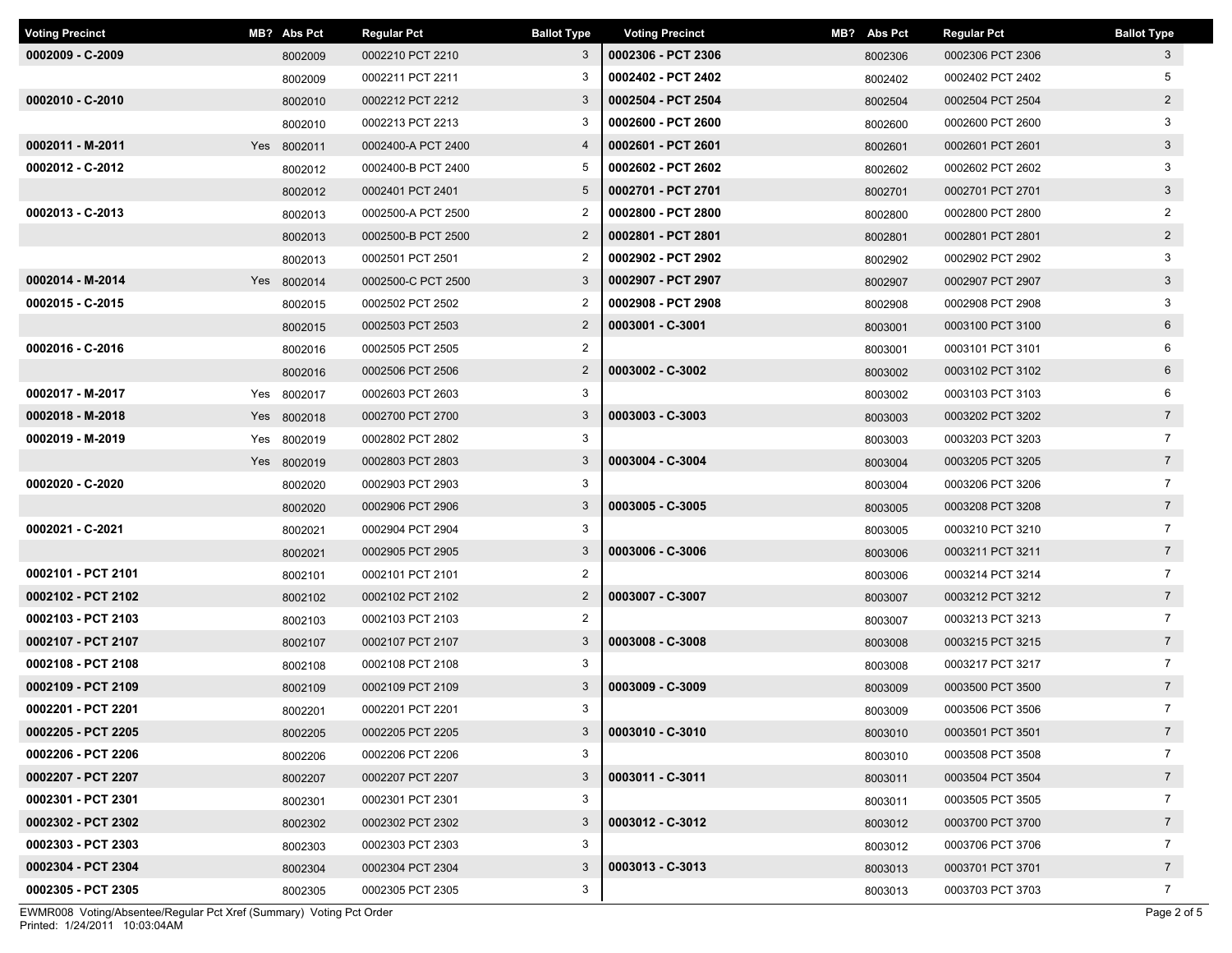| Voting Precinct | MB? | Abs Pct | Regular Pct | Ballot Type |
|---|---|---|---|---|
| 0002009 - C-2009 | | 8002009 | 0002210 PCT 2210 | 3 |
| | | 8002009 | 0002211 PCT 2211 | 3 |
| 0002010 - C-2010 | | 8002010 | 0002212 PCT 2212 | 3 |
| | | 8002010 | 0002213 PCT 2213 | 3 |
| 0002011 - M-2011 | Yes | 8002011 | 0002400-A PCT 2400 | 4 |
| 0002012 - C-2012 | | 8002012 | 0002400-B PCT 2400 | 5 |
| | | 8002012 | 0002401 PCT 2401 | 5 |
| 0002013 - C-2013 | | 8002013 | 0002500-A PCT 2500 | 2 |
| | | 8002013 | 0002500-B PCT 2500 | 2 |
| | | 8002013 | 0002501 PCT 2501 | 2 |
| 0002014 - M-2014 | Yes | 8002014 | 0002500-C PCT 2500 | 3 |
| 0002015 - C-2015 | | 8002015 | 0002502 PCT 2502 | 2 |
| | | 8002015 | 0002503 PCT 2503 | 2 |
| 0002016 - C-2016 | | 8002016 | 0002505 PCT 2505 | 2 |
| | | 8002016 | 0002506 PCT 2506 | 2 |
| 0002017 - M-2017 | Yes | 8002017 | 0002603 PCT 2603 | 3 |
| 0002018 - M-2018 | Yes | 8002018 | 0002700 PCT 2700 | 3 |
| 0002019 - M-2019 | Yes | 8002019 | 0002802 PCT 2802 | 3 |
| | Yes | 8002019 | 0002803 PCT 2803 | 3 |
| 0002020 - C-2020 | | 8002020 | 0002903 PCT 2903 | 3 |
| | | 8002020 | 0002906 PCT 2906 | 3 |
| 0002021 - C-2021 | | 8002021 | 0002904 PCT 2904 | 3 |
| | | 8002021 | 0002905 PCT 2905 | 3 |
| 0002101 - PCT 2101 | | 8002101 | 0002101 PCT 2101 | 2 |
| 0002102 - PCT 2102 | | 8002102 | 0002102 PCT 2102 | 2 |
| 0002103 - PCT 2103 | | 8002103 | 0002103 PCT 2103 | 2 |
| 0002107 - PCT 2107 | | 8002107 | 0002107 PCT 2107 | 3 |
| 0002108 - PCT 2108 | | 8002108 | 0002108 PCT 2108 | 3 |
| 0002109 - PCT 2109 | | 8002109 | 0002109 PCT 2109 | 3 |
| 0002201 - PCT 2201 | | 8002201 | 0002201 PCT 2201 | 3 |
| 0002205 - PCT 2205 | | 8002205 | 0002205 PCT 2205 | 3 |
| 0002206 - PCT 2206 | | 8002206 | 0002206 PCT 2206 | 3 |
| 0002207 - PCT 2207 | | 8002207 | 0002207 PCT 2207 | 3 |
| 0002301 - PCT 2301 | | 8002301 | 0002301 PCT 2301 | 3 |
| 0002302 - PCT 2302 | | 8002302 | 0002302 PCT 2302 | 3 |
| 0002303 - PCT 2303 | | 8002303 | 0002303 PCT 2303 | 3 |
| 0002304 - PCT 2304 | | 8002304 | 0002304 PCT 2304 | 3 |
| 0002305 - PCT 2305 | | 8002305 | 0002305 PCT 2305 | 3 |
| 0002306 - PCT 2306 | | 8002306 | 0002306 PCT 2306 | 3 |
| 0002402 - PCT 2402 | | 8002402 | 0002402 PCT 2402 | 5 |
| 0002504 - PCT 2504 | | 8002504 | 0002504 PCT 2504 | 2 |
| 0002600 - PCT 2600 | | 8002600 | 0002600 PCT 2600 | 3 |
| 0002601 - PCT 2601 | | 8002601 | 0002601 PCT 2601 | 3 |
| 0002602 - PCT 2602 | | 8002602 | 0002602 PCT 2602 | 3 |
| 0002701 - PCT 2701 | | 8002701 | 0002701 PCT 2701 | 3 |
| 0002800 - PCT 2800 | | 8002800 | 0002800 PCT 2800 | 2 |
| 0002801 - PCT 2801 | | 8002801 | 0002801 PCT 2801 | 2 |
| 0002902 - PCT 2902 | | 8002902 | 0002902 PCT 2902 | 3 |
| 0002907 - PCT 2907 | | 8002907 | 0002907 PCT 2907 | 3 |
| 0002908 - PCT 2908 | | 8002908 | 0002908 PCT 2908 | 3 |
| 0003001 - C-3001 | | 8003001 | 0003100 PCT 3100 | 6 |
| | | 8003001 | 0003101 PCT 3101 | 6 |
| 0003002 - C-3002 | | 8003002 | 0003102 PCT 3102 | 6 |
| | | 8003002 | 0003103 PCT 3103 | 6 |
| 0003003 - C-3003 | | 8003003 | 0003202 PCT 3202 | 7 |
| | | 8003003 | 0003203 PCT 3203 | 7 |
| 0003004 - C-3004 | | 8003004 | 0003205 PCT 3205 | 7 |
| | | 8003004 | 0003206 PCT 3206 | 7 |
| 0003005 - C-3005 | | 8003005 | 0003208 PCT 3208 | 7 |
| | | 8003005 | 0003210 PCT 3210 | 7 |
| 0003006 - C-3006 | | 8003006 | 0003211 PCT 3211 | 7 |
| | | 8003006 | 0003214 PCT 3214 | 7 |
| 0003007 - C-3007 | | 8003007 | 0003212 PCT 3212 | 7 |
| | | 8003007 | 0003213 PCT 3213 | 7 |
| 0003008 - C-3008 | | 8003008 | 0003215 PCT 3215 | 7 |
| | | 8003008 | 0003217 PCT 3217 | 7 |
| 0003009 - C-3009 | | 8003009 | 0003500 PCT 3500 | 7 |
| | | 8003009 | 0003506 PCT 3506 | 7 |
| 0003010 - C-3010 | | 8003010 | 0003501 PCT 3501 | 7 |
| | | 8003010 | 0003508 PCT 3508 | 7 |
| 0003011 - C-3011 | | 8003011 | 0003504 PCT 3504 | 7 |
| | | 8003011 | 0003505 PCT 3505 | 7 |
| 0003012 - C-3012 | | 8003012 | 0003700 PCT 3700 | 7 |
| | | 8003012 | 0003706 PCT 3706 | 7 |
| 0003013 - C-3013 | | 8003013 | 0003701 PCT 3701 | 7 |
| | | 8003013 | 0003703 PCT 3703 | 7 |

EWMR008 Voting/Absentee/Regular Pct Xref (Summary) Voting Pct Order
Printed: 1/24/2011 10:03:04AM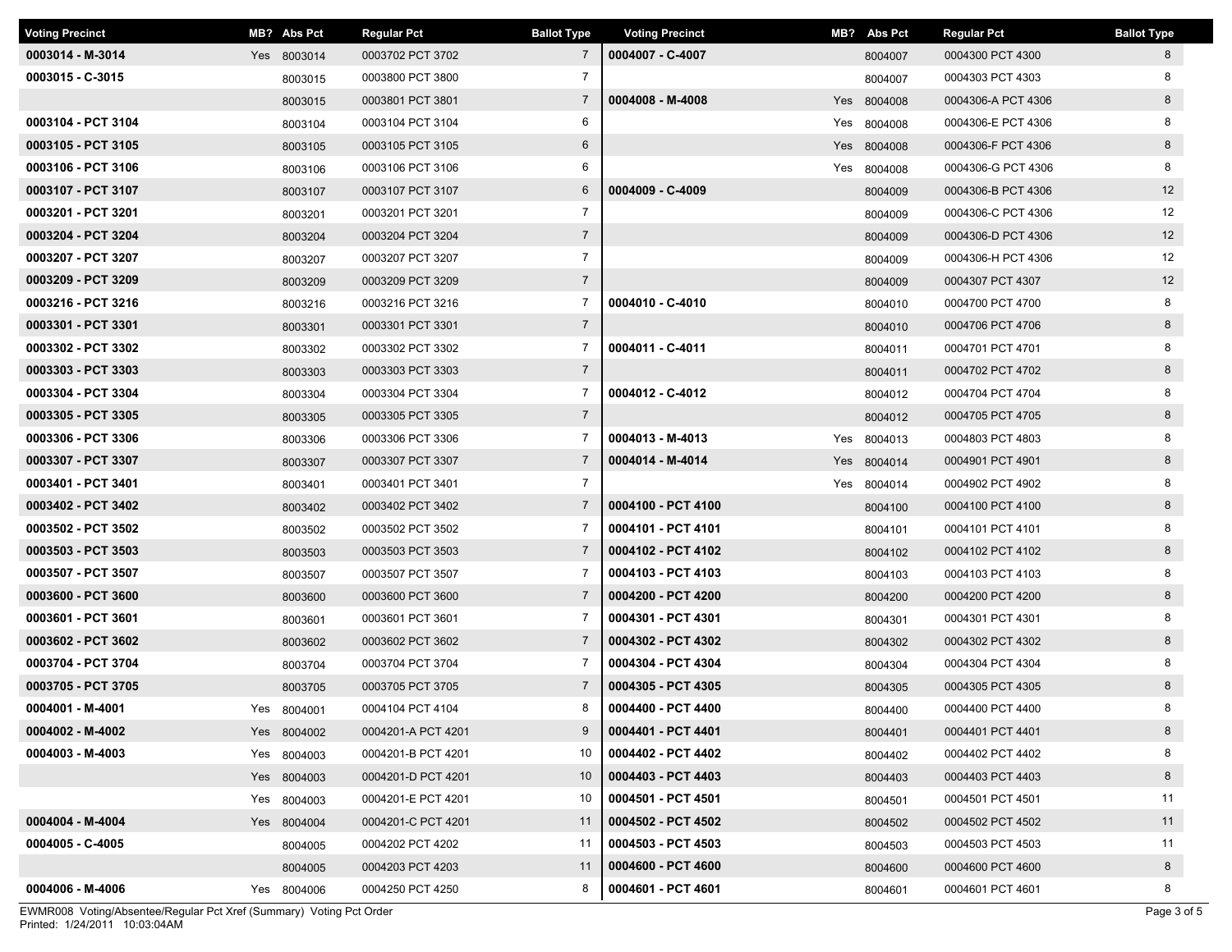| Voting Precinct | MB? | Abs Pct | Regular Pct | Ballot Type |
|---|---|---|---|---|
| 0003014 - M-3014 | Yes | 8003014 | 0003702 PCT 3702 | 7 |
| 0003015 - C-3015 | | 8003015 | 0003800 PCT 3800 | 7 |
| | | 8003015 | 0003801 PCT 3801 | 7 |
| 0003104 - PCT 3104 | | 8003104 | 0003104 PCT 3104 | 6 |
| 0003105 - PCT 3105 | | 8003105 | 0003105 PCT 3105 | 6 |
| 0003106 - PCT 3106 | | 8003106 | 0003106 PCT 3106 | 6 |
| 0003107 - PCT 3107 | | 8003107 | 0003107 PCT 3107 | 6 |
| 0003201 - PCT 3201 | | 8003201 | 0003201 PCT 3201 | 7 |
| 0003204 - PCT 3204 | | 8003204 | 0003204 PCT 3204 | 7 |
| 0003207 - PCT 3207 | | 8003207 | 0003207 PCT 3207 | 7 |
| 0003209 - PCT 3209 | | 8003209 | 0003209 PCT 3209 | 7 |
| 0003216 - PCT 3216 | | 8003216 | 0003216 PCT 3216 | 7 |
| 0003301 - PCT 3301 | | 8003301 | 0003301 PCT 3301 | 7 |
| 0003302 - PCT 3302 | | 8003302 | 0003302 PCT 3302 | 7 |
| 0003303 - PCT 3303 | | 8003303 | 0003303 PCT 3303 | 7 |
| 0003304 - PCT 3304 | | 8003304 | 0003304 PCT 3304 | 7 |
| 0003305 - PCT 3305 | | 8003305 | 0003305 PCT 3305 | 7 |
| 0003306 - PCT 3306 | | 8003306 | 0003306 PCT 3306 | 7 |
| 0003307 - PCT 3307 | | 8003307 | 0003307 PCT 3307 | 7 |
| 0003401 - PCT 3401 | | 8003401 | 0003401 PCT 3401 | 7 |
| 0003402 - PCT 3402 | | 8003402 | 0003402 PCT 3402 | 7 |
| 0003502 - PCT 3502 | | 8003502 | 0003502 PCT 3502 | 7 |
| 0003503 - PCT 3503 | | 8003503 | 0003503 PCT 3503 | 7 |
| 0003507 - PCT 3507 | | 8003507 | 0003507 PCT 3507 | 7 |
| 0003600 - PCT 3600 | | 8003600 | 0003600 PCT 3600 | 7 |
| 0003601 - PCT 3601 | | 8003601 | 0003601 PCT 3601 | 7 |
| 0003602 - PCT 3602 | | 8003602 | 0003602 PCT 3602 | 7 |
| 0003704 - PCT 3704 | | 8003704 | 0003704 PCT 3704 | 7 |
| 0003705 - PCT 3705 | | 8003705 | 0003705 PCT 3705 | 7 |
| 0004001 - M-4001 | Yes | 8004001 | 0004104 PCT 4104 | 8 |
| 0004002 - M-4002 | Yes | 8004002 | 0004201-A PCT 4201 | 9 |
| 0004003 - M-4003 | Yes | 8004003 | 0004201-B PCT 4201 | 10 |
| | Yes | 8004003 | 0004201-D PCT 4201 | 10 |
| | Yes | 8004003 | 0004201-E PCT 4201 | 10 |
| 0004004 - M-4004 | Yes | 8004004 | 0004201-C PCT 4201 | 11 |
| 0004005 - C-4005 | | 8004005 | 0004202 PCT 4202 | 11 |
| | | 8004005 | 0004203 PCT 4203 | 11 |
| 0004006 - M-4006 | Yes | 8004006 | 0004250 PCT 4250 | 8 |
| 0004007 - C-4007 | | 8004007 | 0004300 PCT 4300 | 8 |
| | | 8004007 | 0004303 PCT 4303 | 8 |
| 0004008 - M-4008 | Yes | 8004008 | 0004306-A PCT 4306 | 8 |
| | Yes | 8004008 | 0004306-E PCT 4306 | 8 |
| | Yes | 8004008 | 0004306-F PCT 4306 | 8 |
| | Yes | 8004008 | 0004306-G PCT 4306 | 8 |
| 0004009 - C-4009 | | 8004009 | 0004306-B PCT 4306 | 12 |
| | | 8004009 | 0004306-C PCT 4306 | 12 |
| | | 8004009 | 0004306-D PCT 4306 | 12 |
| | | 8004009 | 0004306-H PCT 4306 | 12 |
| | | 8004009 | 0004307 PCT 4307 | 12 |
| 0004010 - C-4010 | | 8004010 | 0004700 PCT 4700 | 8 |
| | | 8004010 | 0004706 PCT 4706 | 8 |
| 0004011 - C-4011 | | 8004011 | 0004701 PCT 4701 | 8 |
| | | 8004011 | 0004702 PCT 4702 | 8 |
| 0004012 - C-4012 | | 8004012 | 0004704 PCT 4704 | 8 |
| | | 8004012 | 0004705 PCT 4705 | 8 |
| 0004013 - M-4013 | Yes | 8004013 | 0004803 PCT 4803 | 8 |
| 0004014 - M-4014 | Yes | 8004014 | 0004901 PCT 4901 | 8 |
| | Yes | 8004014 | 0004902 PCT 4902 | 8 |
| 0004100 - PCT 4100 | | 8004100 | 0004100 PCT 4100 | 8 |
| 0004101 - PCT 4101 | | 8004101 | 0004101 PCT 4101 | 8 |
| 0004102 - PCT 4102 | | 8004102 | 0004102 PCT 4102 | 8 |
| 0004103 - PCT 4103 | | 8004103 | 0004103 PCT 4103 | 8 |
| 0004200 - PCT 4200 | | 8004200 | 0004200 PCT 4200 | 8 |
| 0004301 - PCT 4301 | | 8004301 | 0004301 PCT 4301 | 8 |
| 0004302 - PCT 4302 | | 8004302 | 0004302 PCT 4302 | 8 |
| 0004304 - PCT 4304 | | 8004304 | 0004304 PCT 4304 | 8 |
| 0004305 - PCT 4305 | | 8004305 | 0004305 PCT 4305 | 8 |
| 0004400 - PCT 4400 | | 8004400 | 0004400 PCT 4400 | 8 |
| 0004401 - PCT 4401 | | 8004401 | 0004401 PCT 4401 | 8 |
| 0004402 - PCT 4402 | | 8004402 | 0004402 PCT 4402 | 8 |
| 0004403 - PCT 4403 | | 8004403 | 0004403 PCT 4403 | 8 |
| 0004501 - PCT 4501 | | 8004501 | 0004501 PCT 4501 | 11 |
| 0004502 - PCT 4502 | | 8004502 | 0004502 PCT 4502 | 11 |
| 0004503 - PCT 4503 | | 8004503 | 0004503 PCT 4503 | 11 |
| 0004600 - PCT 4600 | | 8004600 | 0004600 PCT 4600 | 8 |
| 0004601 - PCT 4601 | | 8004601 | 0004601 PCT 4601 | 8 |

EWMR008 Voting/Absentee/Regular Pct Xref (Summary) Voting Pct Order
Printed: 1/24/2011 10:03:04AM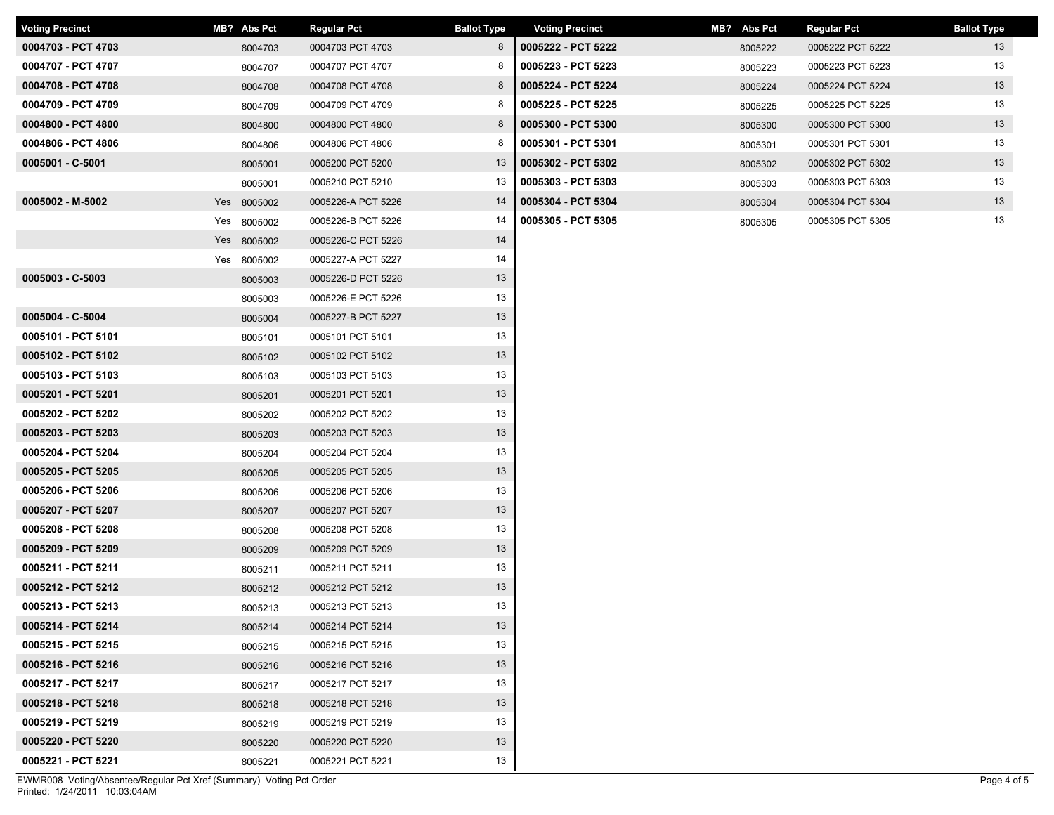| Voting Precinct | MB? | Abs Pct | Regular Pct | Ballot Type |
|---|---|---|---|---|
| 0004703 - PCT 4703 | | 8004703 | 0004703 PCT 4703 | 8 |
| 0004707 - PCT 4707 | | 8004707 | 0004707 PCT 4707 | 8 |
| 0004708 - PCT 4708 | | 8004708 | 0004708 PCT 4708 | 8 |
| 0004709 - PCT 4709 | | 8004709 | 0004709 PCT 4709 | 8 |
| 0004800 - PCT 4800 | | 8004800 | 0004800 PCT 4800 | 8 |
| 0004806 - PCT 4806 | | 8004806 | 0004806 PCT 4806 | 8 |
| 0005001 - C-5001 | | 8005001 | 0005200 PCT 5200 | 13 |
| | | 8005001 | 0005210 PCT 5210 | 13 |
| 0005002 - M-5002 | Yes | 8005002 | 0005226-A PCT 5226 | 14 |
| | Yes | 8005002 | 0005226-B PCT 5226 | 14 |
| | Yes | 8005002 | 0005226-C PCT 5226 | 14 |
| | Yes | 8005002 | 0005227-A PCT 5227 | 14 |
| 0005003 - C-5003 | | 8005003 | 0005226-D PCT 5226 | 13 |
| | | 8005003 | 0005226-E PCT 5226 | 13 |
| 0005004 - C-5004 | | 8005004 | 0005227-B PCT 5227 | 13 |
| 0005101 - PCT 5101 | | 8005101 | 0005101 PCT 5101 | 13 |
| 0005102 - PCT 5102 | | 8005102 | 0005102 PCT 5102 | 13 |
| 0005103 - PCT 5103 | | 8005103 | 0005103 PCT 5103 | 13 |
| 0005201 - PCT 5201 | | 8005201 | 0005201 PCT 5201 | 13 |
| 0005202 - PCT 5202 | | 8005202 | 0005202 PCT 5202 | 13 |
| 0005203 - PCT 5203 | | 8005203 | 0005203 PCT 5203 | 13 |
| 0005204 - PCT 5204 | | 8005204 | 0005204 PCT 5204 | 13 |
| 0005205 - PCT 5205 | | 8005205 | 0005205 PCT 5205 | 13 |
| 0005206 - PCT 5206 | | 8005206 | 0005206 PCT 5206 | 13 |
| 0005207 - PCT 5207 | | 8005207 | 0005207 PCT 5207 | 13 |
| 0005208 - PCT 5208 | | 8005208 | 0005208 PCT 5208 | 13 |
| 0005209 - PCT 5209 | | 8005209 | 0005209 PCT 5209 | 13 |
| 0005211 - PCT 5211 | | 8005211 | 0005211 PCT 5211 | 13 |
| 0005212 - PCT 5212 | | 8005212 | 0005212 PCT 5212 | 13 |
| 0005213 - PCT 5213 | | 8005213 | 0005213 PCT 5213 | 13 |
| 0005214 - PCT 5214 | | 8005214 | 0005214 PCT 5214 | 13 |
| 0005215 - PCT 5215 | | 8005215 | 0005215 PCT 5215 | 13 |
| 0005216 - PCT 5216 | | 8005216 | 0005216 PCT 5216 | 13 |
| 0005217 - PCT 5217 | | 8005217 | 0005217 PCT 5217 | 13 |
| 0005218 - PCT 5218 | | 8005218 | 0005218 PCT 5218 | 13 |
| 0005219 - PCT 5219 | | 8005219 | 0005219 PCT 5219 | 13 |
| 0005220 - PCT 5220 | | 8005220 | 0005220 PCT 5220 | 13 |
| 0005221 - PCT 5221 | | 8005221 | 0005221 PCT 5221 | 13 |
| 0005222 - PCT 5222 | | 8005222 | 0005222 PCT 5222 | 13 |
| 0005223 - PCT 5223 | | 8005223 | 0005223 PCT 5223 | 13 |
| 0005224 - PCT 5224 | | 8005224 | 0005224 PCT 5224 | 13 |
| 0005225 - PCT 5225 | | 8005225 | 0005225 PCT 5225 | 13 |
| 0005300 - PCT 5300 | | 8005300 | 0005300 PCT 5300 | 13 |
| 0005301 - PCT 5301 | | 8005301 | 0005301 PCT 5301 | 13 |
| 0005302 - PCT 5302 | | 8005302 | 0005302 PCT 5302 | 13 |
| 0005303 - PCT 5303 | | 8005303 | 0005303 PCT 5303 | 13 |
| 0005304 - PCT 5304 | | 8005304 | 0005304 PCT 5304 | 13 |
| 0005305 - PCT 5305 | | 8005305 | 0005305 PCT 5305 | 13 |

EWMR008 Voting/Absentee/Regular Pct Xref (Summary) Voting Pct Order
Printed: 1/24/2011 10:03:04AM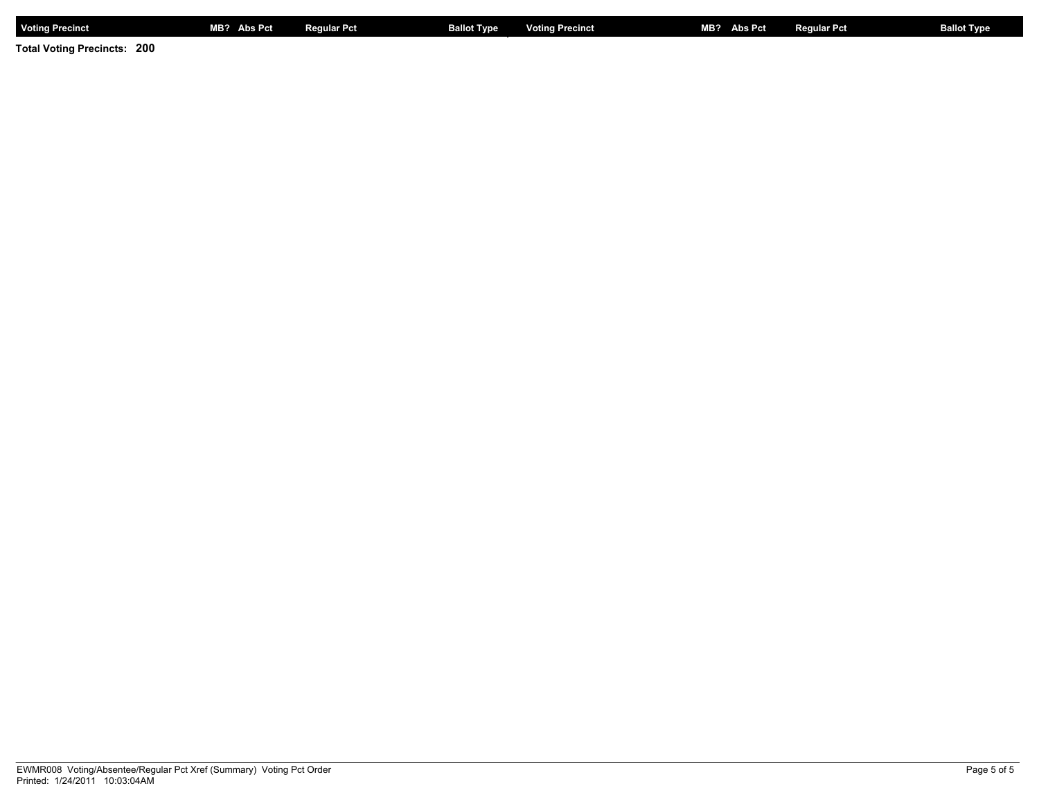| Voting Precinct | MB? | Abs Pct | Regular Pct | Ballot Type | Voting Precinct | MB? | Abs Pct | Regular Pct | Ballot Type |
|---|---|---|---|---|---|---|---|---|---|

**Total Voting Precincts: 200**